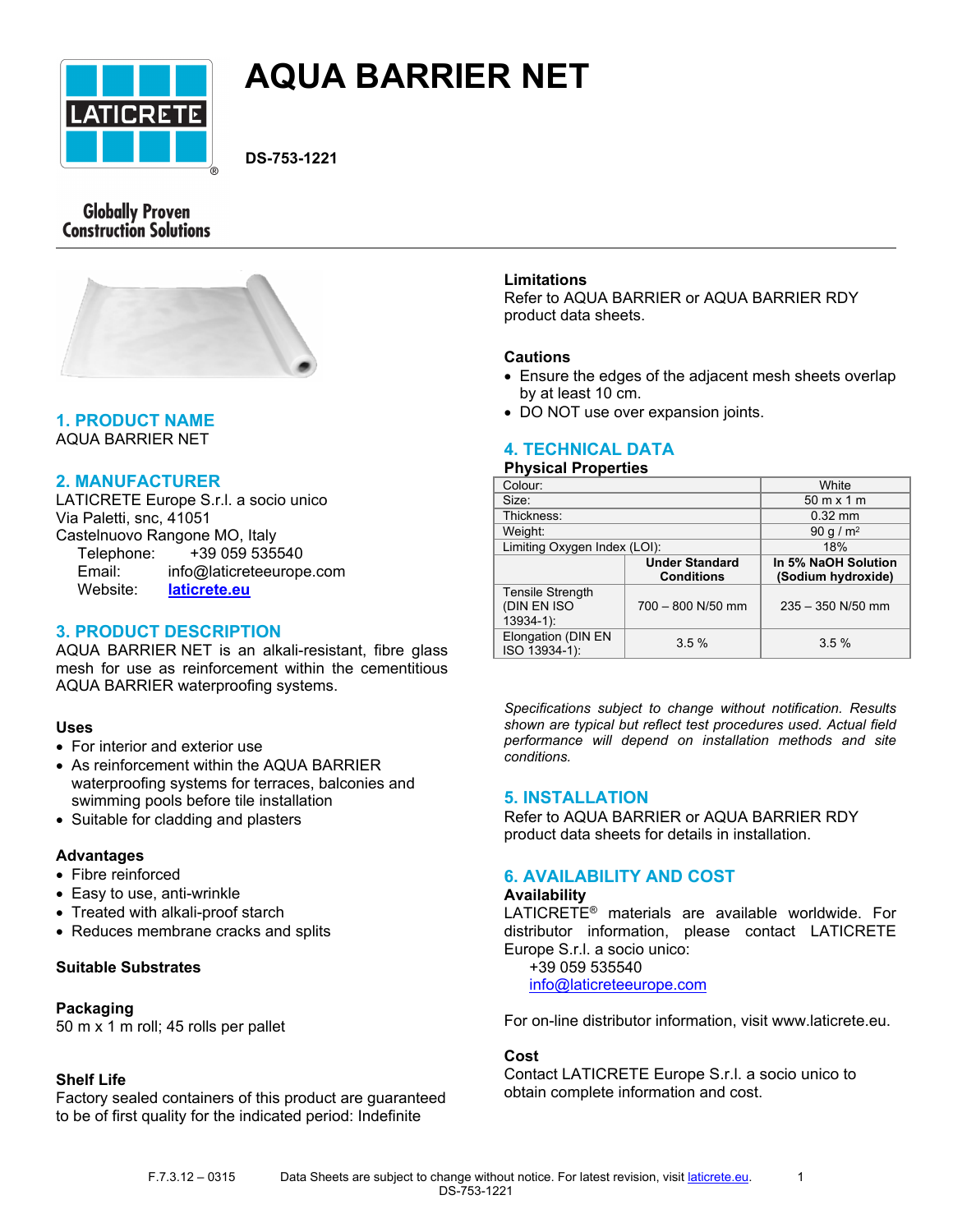# AQUA BARRIER NET

**DS-753-1221**

Globally Proven Construction Solutions

## 1. PRODUCT NAME

AQUA BARRIER NET

## 2. MANUFACTURER

LATICRETE Europe S.r.l. a socio unico
Via Paletti, snc, 41051
Castelnuovo Rangone MO, Italy
Telephone: +39 059 535540
Email: info@laticreteeurope.com
Website: [laticrete.eu](laticrete.eu)

## 3. PRODUCT DESCRIPTION

AQUA BARRIER NET is an alkali-resistant, fibre glass mesh for use as reinforcement within the cementitious AQUA BARRIER waterproofing systems.

### Uses

- For interior and exterior use
- As reinforcement within the AQUA BARRIER waterproofing systems for terraces, balconies and swimming pools before tile installation
- Suitable for cladding and plasters

### Advantages

- Fibre reinforced
- Easy to use, anti-wrinkle
- Treated with alkali-proof starch
- Reduces membrane cracks and splits

### Suitable Substrates

### Packaging

50 m x 1 m roll; 45 rolls per pallet

### Shelf Life

Factory sealed containers of this product are guaranteed to be of first quality for the indicated period: Indefinite

### Limitations

Refer to AQUA BARRIER or AQUA BARRIER RDY product data sheets.

### Cautions

- Ensure the edges of the adjacent mesh sheets overlap by at least 10 cm.
- DO NOT use over expansion joints.

## 4. TECHNICAL DATA

### Physical Properties

| | | |
|---|---|---|
| Colour: | | White |
| Size: | | 50 m x 1 m |
| Thickness: | | 0.32 mm |
| Weight: | | 90 g / m² |
| Limiting Oxygen Index (LOI): | | 18% |
| | **Under Standard Conditions** | **In 5% NaOH Solution (Sodium hydroxide)** |
| Tensile Strength (DIN EN ISO 13934-1): | 700 – 800 N/50 mm | 235 – 350 N/50 mm |
| Elongation (DIN EN ISO 13934-1): | 3.5 % | 3.5 % |

*Specifications subject to change without notification. Results shown are typical but reflect test procedures used. Actual field performance will depend on installation methods and site conditions.*

## 5. INSTALLATION

Refer to AQUA BARRIER or AQUA BARRIER RDY product data sheets for details in installation.

## 6. AVAILABILITY AND COST

### Availability

LATICRETE® materials are available worldwide. For distributor information, please contact LATICRETE Europe S.r.l. a socio unico:
+39 059 535540
[info@laticreteeurope.com](mailto:info@laticreteeurope.com)

For on-line distributor information, visit www.laticrete.eu.

### Cost

Contact LATICRETE Europe S.r.l. a socio unico to obtain complete information and cost.

F.7.3.12 – 0315 Data Sheets are subject to change without notice. For latest revision, visit [laticrete.eu](laticrete.eu).
DS-753-1221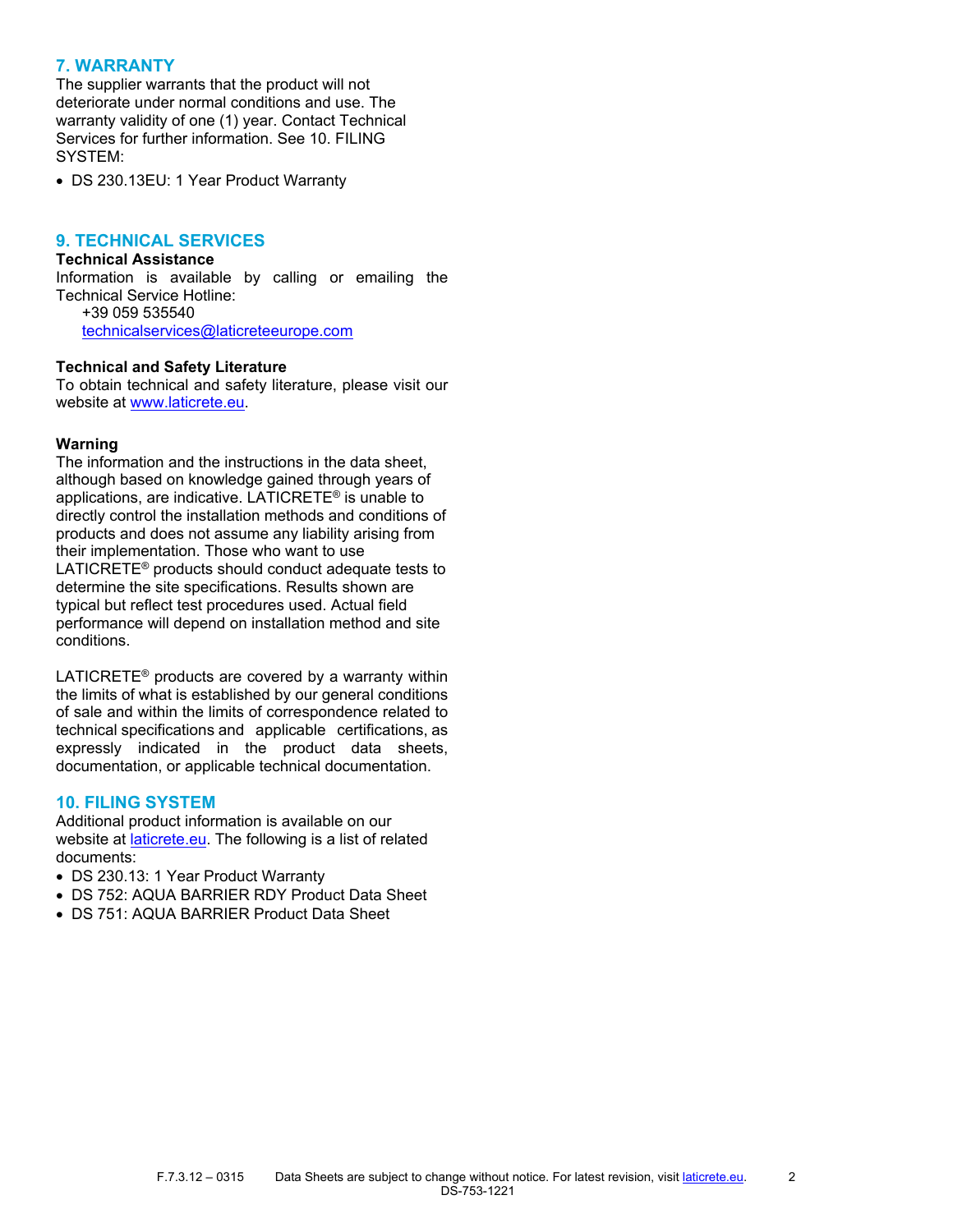## 7. WARRANTY

The supplier warrants that the product will not deteriorate under normal conditions and use. The warranty validity of one (1) year. Contact Technical Services for further information. See 10. FILING SYSTEM:

- DS 230.13EU: 1 Year Product Warranty

## 9. TECHNICAL SERVICES

**Technical Assistance**

Information is available by calling or emailing the Technical Service Hotline:

+39 059 535540
technicalservices@laticreteeurope.com

**Technical and Safety Literature**

To obtain technical and safety literature, please visit our website at www.laticrete.eu.

**Warning**

The information and the instructions in the data sheet, although based on knowledge gained through years of applications, are indicative. LATICRETE® is unable to directly control the installation methods and conditions of products and does not assume any liability arising from their implementation. Those who want to use LATICRETE® products should conduct adequate tests to determine the site specifications. Results shown are typical but reflect test procedures used. Actual field performance will depend on installation method and site conditions.

LATICRETE® products are covered by a warranty within the limits of what is established by our general conditions of sale and within the limits of correspondence related to technical specifications and applicable certifications, as expressly indicated in the product data sheets, documentation, or applicable technical documentation.

## 10. FILING SYSTEM

Additional product information is available on our website at laticrete.eu. The following is a list of related documents:

- DS 230.13: 1 Year Product Warranty
- DS 752: AQUA BARRIER RDY Product Data Sheet
- DS 751: AQUA BARRIER Product Data Sheet

F.7.3.12 – 0315 Data Sheets are subject to change without notice. For latest revision, visit laticrete.eu.
DS-753-1221